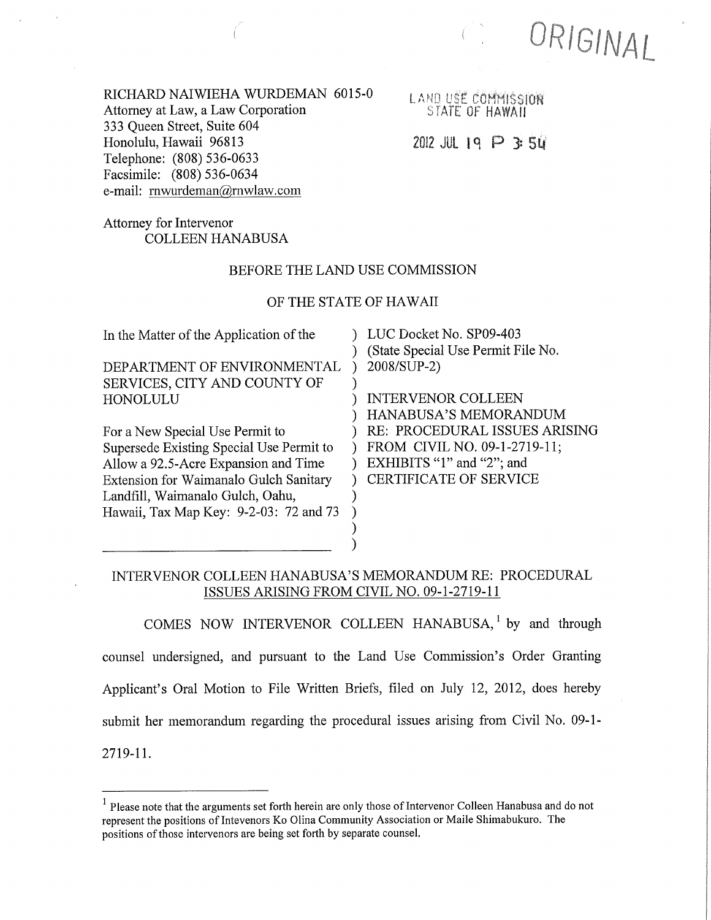ORIGINAL

RICHARD NAIWIEHA WURDEMAN 6015-0
Attorney at Law, a Law Corporation
333 Queen Street, Suite 604
Honolulu, Hawaii 96813
Telephone: (808) 536-0633
Facsimile: (808) 536-0634
e-mail: rnwurdeman@rnwlaw.com

LAND USE COMMISSION
STATE OF HAWAII

2012 JUL 19 P 3:54

Attorney for Intervenor
COLLEEN HANABUSA

BEFORE THE LAND USE COMMISSION

OF THE STATE OF HAWAII

| | |
|---|---|
| In the Matter of the Application of the<br><br>DEPARTMENT OF ENVIRONMENTAL SERVICES, CITY AND COUNTY OF HONOLULU<br><br>For a New Special Use Permit to Supersede Existing Special Use Permit to Allow a 92.5-Acre Expansion and Time Extension for Waimanalo Gulch Sanitary Landfill, Waimanalo Gulch, Oahu, Hawaii, Tax Map Key: 9-2-03: 72 and 73 | LUC Docket No. SP09-403<br>(State Special Use Permit File No. 2008/SUP-2)<br><br>INTERVENOR COLLEEN HANABUSA'S MEMORANDUM RE: PROCEDURAL ISSUES ARISING FROM CIVIL NO. 09-1-2719-11; EXHIBITS "1" and "2"; and CERTIFICATE OF SERVICE |

INTERVENOR COLLEEN HANABUSA'S MEMORANDUM RE: PROCEDURAL ISSUES ARISING FROM CIVIL NO. 09-1-2719-11

COMES NOW INTERVENOR COLLEEN HANABUSA,[1] by and through counsel undersigned, and pursuant to the Land Use Commission's Order Granting Applicant's Oral Motion to File Written Briefs, filed on July 12, 2012, does hereby submit her memorandum regarding the procedural issues arising from Civil No. 09-1-2719-11.

---

[1] Please note that the arguments set forth herein are only those of Intervenor Colleen Hanabusa and do not represent the positions of Intevenors Ko Olina Community Association or Maile Shimabukuro. The positions of those intervenors are being set forth by separate counsel.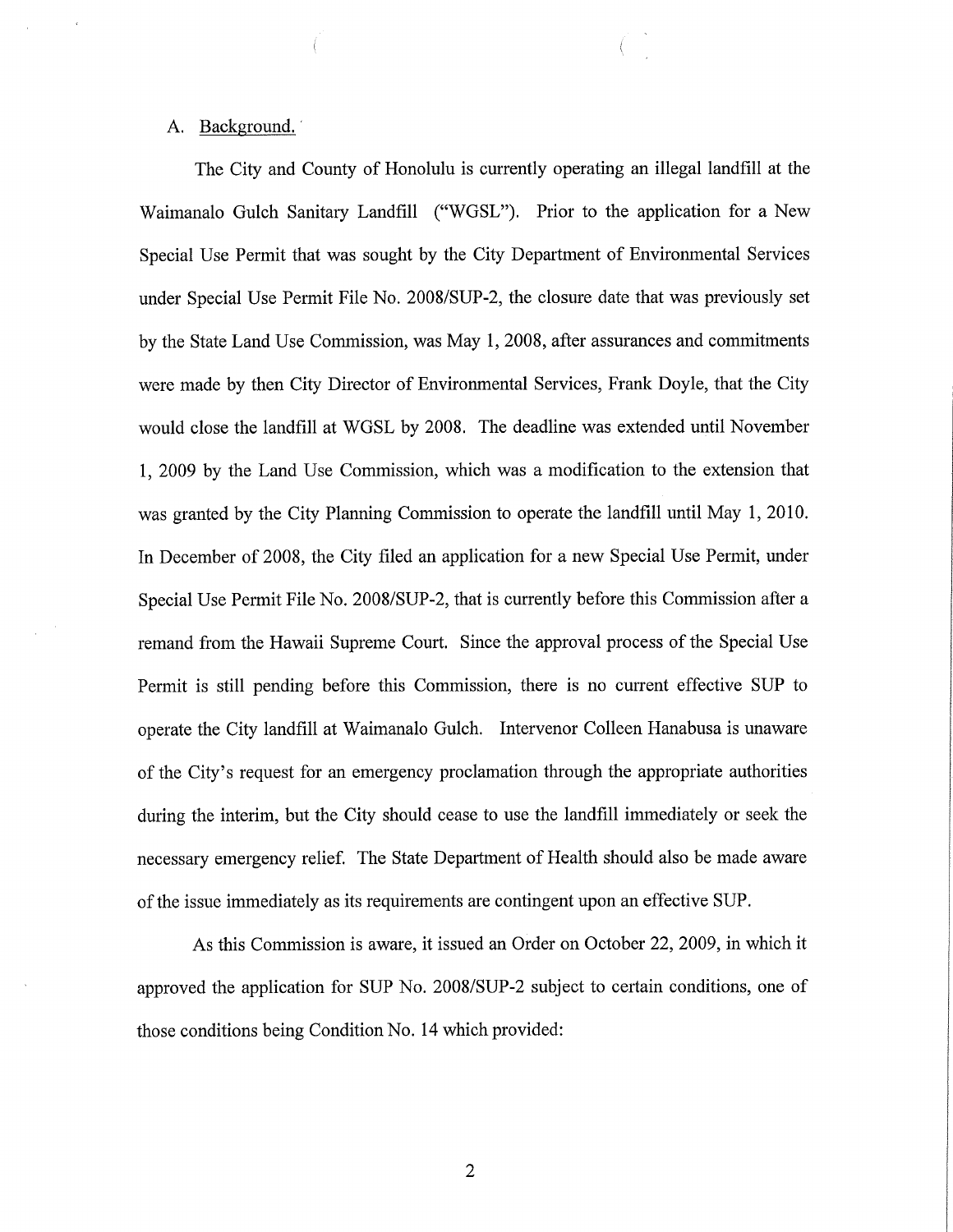A. Background.

The City and County of Honolulu is currently operating an illegal landfill at the Waimanalo Gulch Sanitary Landfill ("WGSL"). Prior to the application for a New Special Use Permit that was sought by the City Department of Environmental Services under Special Use Permit File No. 2008/SUP-2, the closure date that was previously set by the State Land Use Commission, was May 1, 2008, after assurances and commitments were made by then City Director of Environmental Services, Frank Doyle, that the City would close the landfill at WGSL by 2008. The deadline was extended until November 1, 2009 by the Land Use Commission, which was a modification to the extension that was granted by the City Planning Commission to operate the landfill until May 1, 2010. In December of 2008, the City filed an application for a new Special Use Permit, under Special Use Permit File No. 2008/SUP-2, that is currently before this Commission after a remand from the Hawaii Supreme Court. Since the approval process of the Special Use Permit is still pending before this Commission, there is no current effective SUP to operate the City landfill at Waimanalo Gulch. Intervenor Colleen Hanabusa is unaware of the City's request for an emergency proclamation through the appropriate authorities during the interim, but the City should cease to use the landfill immediately or seek the necessary emergency relief. The State Department of Health should also be made aware of the issue immediately as its requirements are contingent upon an effective SUP.

As this Commission is aware, it issued an Order on October 22, 2009, in which it approved the application for SUP No. 2008/SUP-2 subject to certain conditions, one of those conditions being Condition No. 14 which provided: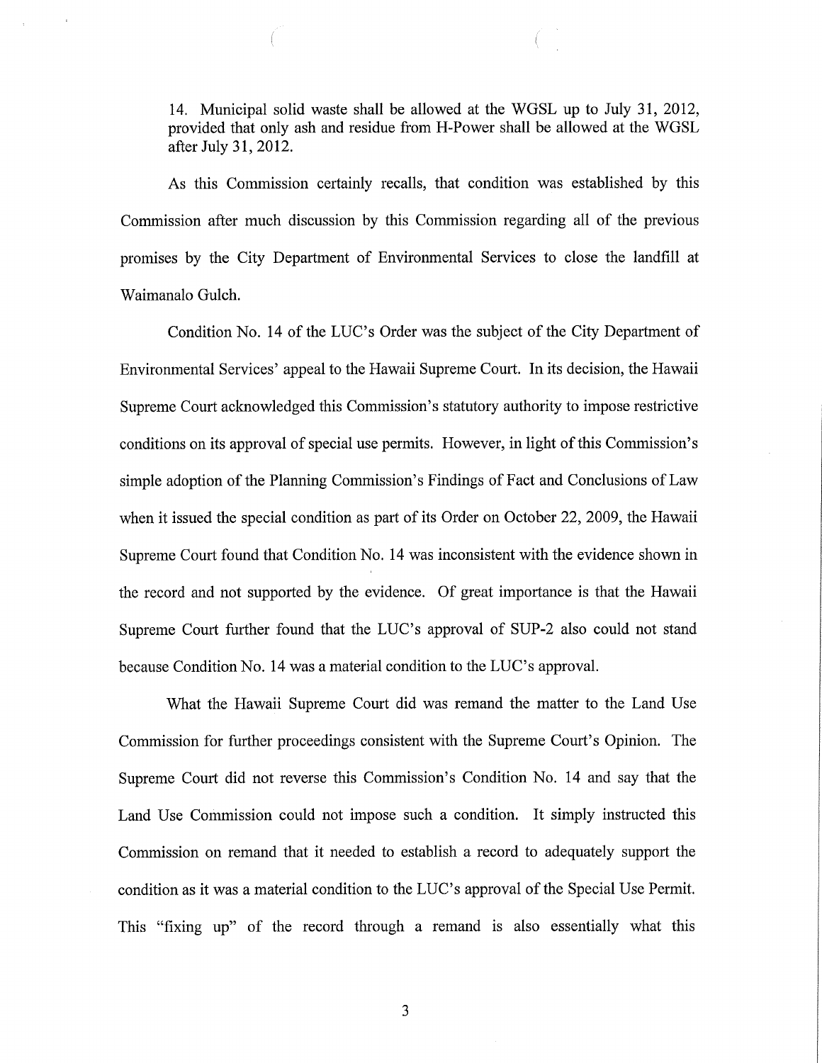14. Municipal solid waste shall be allowed at the WGSL up to July 31, 2012, provided that only ash and residue from H-Power shall be allowed at the WGSL after July 31, 2012.

As this Commission certainly recalls, that condition was established by this Commission after much discussion by this Commission regarding all of the previous promises by the City Department of Environmental Services to close the landfill at Waimanalo Gulch.

Condition No. 14 of the LUC's Order was the subject of the City Department of Environmental Services' appeal to the Hawaii Supreme Court. In its decision, the Hawaii Supreme Court acknowledged this Commission's statutory authority to impose restrictive conditions on its approval of special use permits. However, in light of this Commission's simple adoption of the Planning Commission's Findings of Fact and Conclusions of Law when it issued the special condition as part of its Order on October 22, 2009, the Hawaii Supreme Court found that Condition No. 14 was inconsistent with the evidence shown in the record and not supported by the evidence. Of great importance is that the Hawaii Supreme Court further found that the LUC's approval of SUP-2 also could not stand because Condition No. 14 was a material condition to the LUC's approval.

What the Hawaii Supreme Court did was remand the matter to the Land Use Commission for further proceedings consistent with the Supreme Court's Opinion. The Supreme Court did not reverse this Commission's Condition No. 14 and say that the Land Use Commission could not impose such a condition. It simply instructed this Commission on remand that it needed to establish a record to adequately support the condition as it was a material condition to the LUC's approval of the Special Use Permit. This "fixing up" of the record through a remand is also essentially what this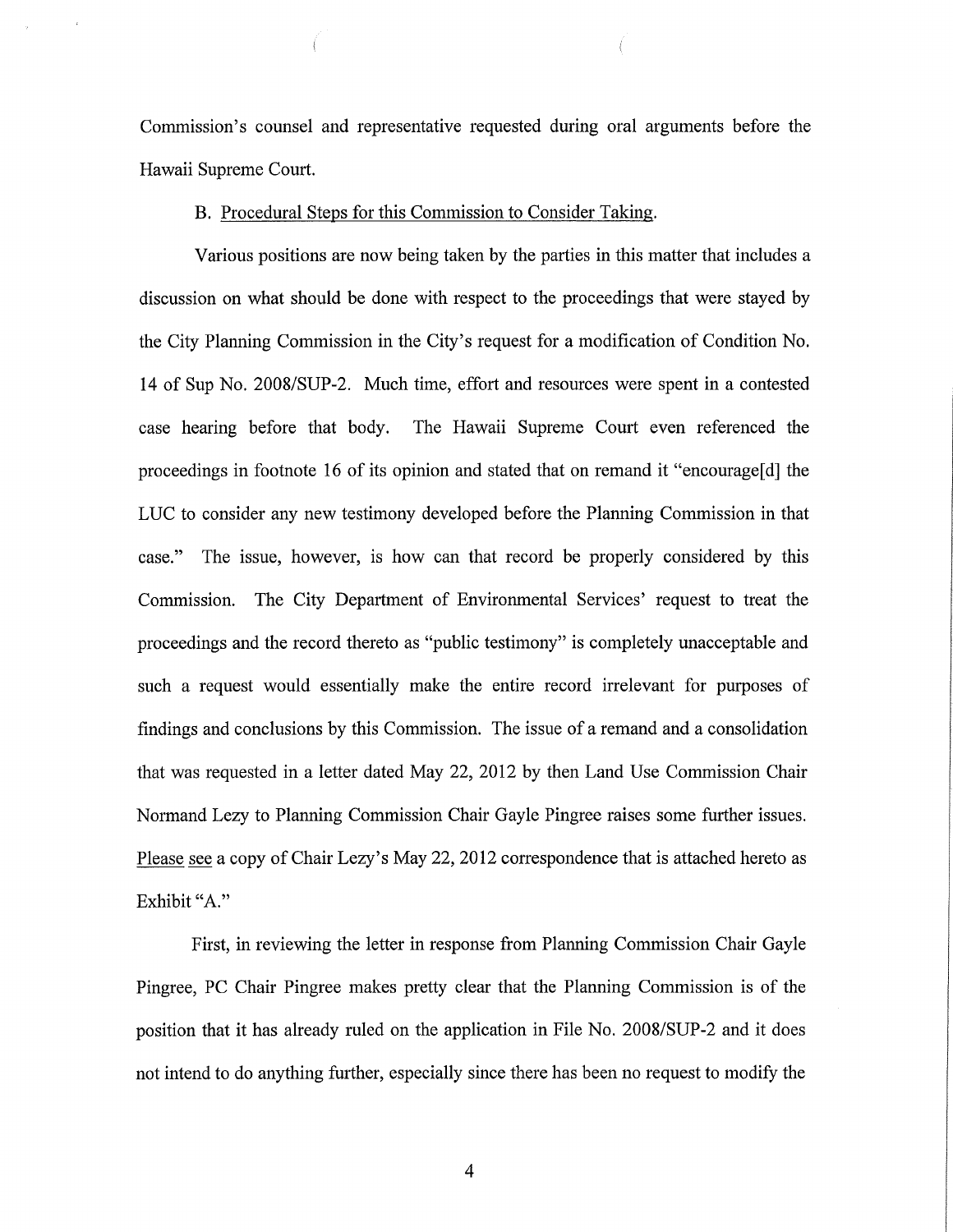Commission's counsel and representative requested during oral arguments before the Hawaii Supreme Court.

B. Procedural Steps for this Commission to Consider Taking.

Various positions are now being taken by the parties in this matter that includes a discussion on what should be done with respect to the proceedings that were stayed by the City Planning Commission in the City's request for a modification of Condition No. 14 of Sup No. 2008/SUP-2. Much time, effort and resources were spent in a contested case hearing before that body. The Hawaii Supreme Court even referenced the proceedings in footnote 16 of its opinion and stated that on remand it "encourage[d] the LUC to consider any new testimony developed before the Planning Commission in that case." The issue, however, is how can that record be properly considered by this Commission. The City Department of Environmental Services' request to treat the proceedings and the record thereto as "public testimony" is completely unacceptable and such a request would essentially make the entire record irrelevant for purposes of findings and conclusions by this Commission. The issue of a remand and a consolidation that was requested in a letter dated May 22, 2012 by then Land Use Commission Chair Normand Lezy to Planning Commission Chair Gayle Pingree raises some further issues. Please see a copy of Chair Lezy's May 22, 2012 correspondence that is attached hereto as Exhibit "A."

First, in reviewing the letter in response from Planning Commission Chair Gayle Pingree, PC Chair Pingree makes pretty clear that the Planning Commission is of the position that it has already ruled on the application in File No. 2008/SUP-2 and it does not intend to do anything further, especially since there has been no request to modify the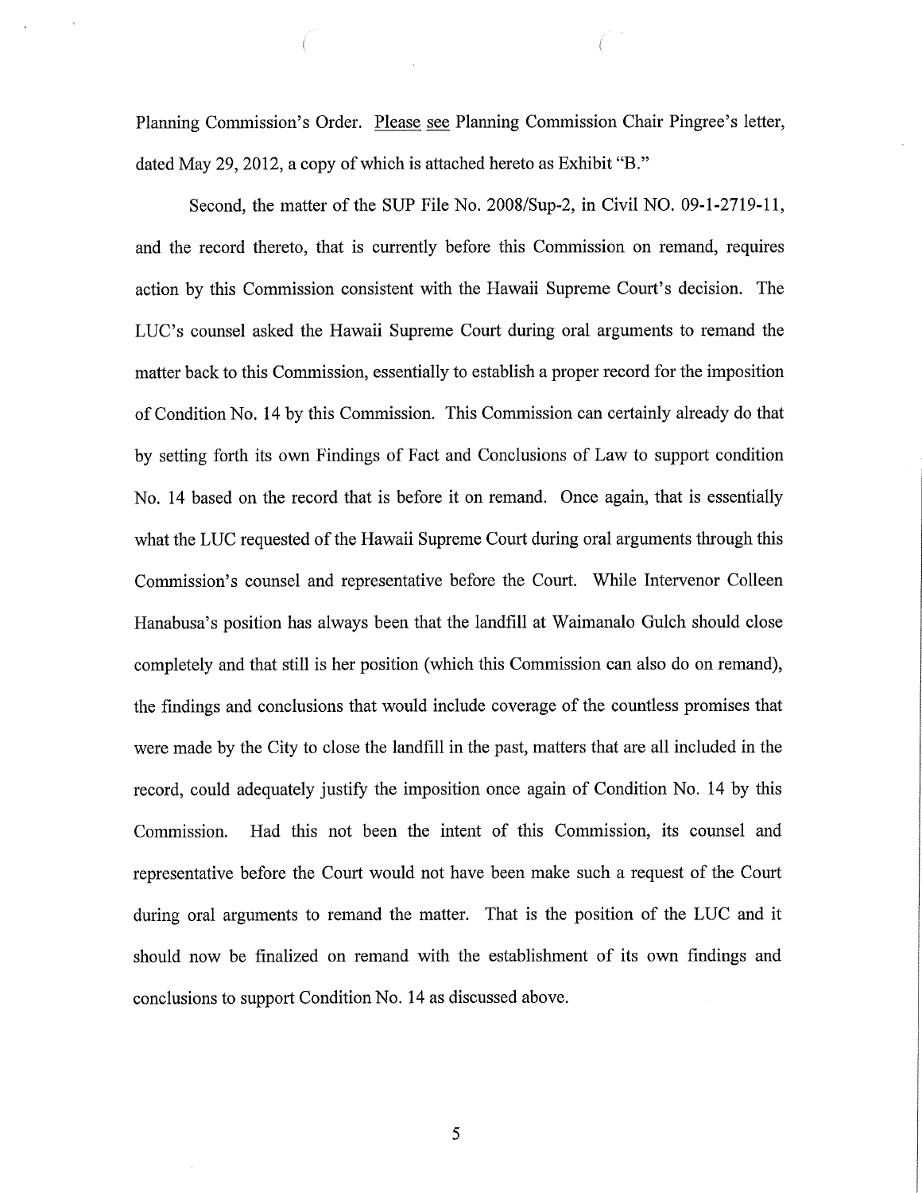Planning Commission's Order. Please see Planning Commission Chair Pingree's letter, dated May 29, 2012, a copy of which is attached hereto as Exhibit "B."

Second, the matter of the SUP File No. 2008/Sup-2, in Civil NO. 09-1-2719-11, and the record thereto, that is currently before this Commission on remand, requires action by this Commission consistent with the Hawaii Supreme Court's decision. The LUC's counsel asked the Hawaii Supreme Court during oral arguments to remand the matter back to this Commission, essentially to establish a proper record for the imposition of Condition No. 14 by this Commission. This Commission can certainly already do that by setting forth its own Findings of Fact and Conclusions of Law to support condition No. 14 based on the record that is before it on remand. Once again, that is essentially what the LUC requested of the Hawaii Supreme Court during oral arguments through this Commission's counsel and representative before the Court. While Intervenor Colleen Hanabusa's position has always been that the landfill at Waimanalo Gulch should close completely and that still is her position (which this Commission can also do on remand), the findings and conclusions that would include coverage of the countless promises that were made by the City to close the landfill in the past, matters that are all included in the record, could adequately justify the imposition once again of Condition No. 14 by this Commission. Had this not been the intent of this Commission, its counsel and representative before the Court would not have been make such a request of the Court during oral arguments to remand the matter. That is the position of the LUC and it should now be finalized on remand with the establishment of its own findings and conclusions to support Condition No. 14 as discussed above.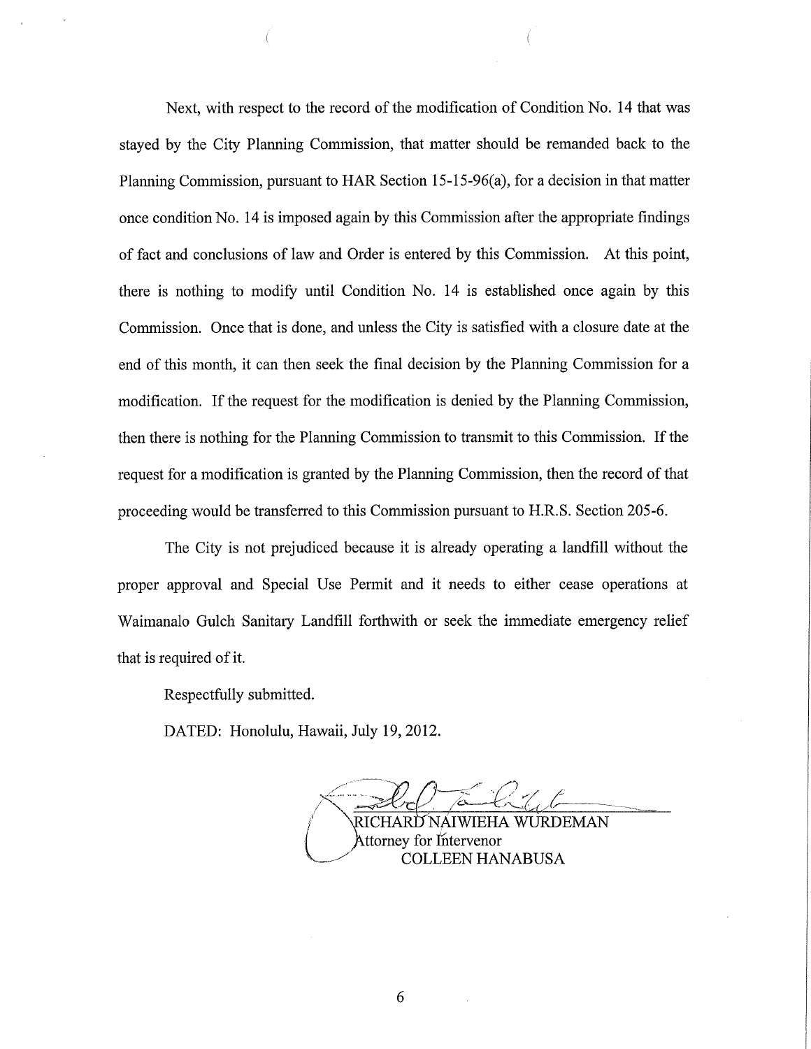Next, with respect to the record of the modification of Condition No. 14 that was stayed by the City Planning Commission, that matter should be remanded back to the Planning Commission, pursuant to HAR Section 15-15-96(a), for a decision in that matter once condition No. 14 is imposed again by this Commission after the appropriate findings of fact and conclusions of law and Order is entered by this Commission. At this point, there is nothing to modify until Condition No. 14 is established once again by this Commission. Once that is done, and unless the City is satisfied with a closure date at the end of this month, it can then seek the final decision by the Planning Commission for a modification. If the request for the modification is denied by the Planning Commission, then there is nothing for the Planning Commission to transmit to this Commission. If the request for a modification is granted by the Planning Commission, then the record of that proceeding would be transferred to this Commission pursuant to H.R.S. Section 205-6.

The City is not prejudiced because it is already operating a landfill without the proper approval and Special Use Permit and it needs to either cease operations at Waimanalo Gulch Sanitary Landfill forthwith or seek the immediate emergency relief that is required of it.

Respectfully submitted.

DATED: Honolulu, Hawaii, July 19, 2012.

RICHARD NAIWIEHA WURDEMAN
Attorney for Intervenor
COLLEEN HANABUSA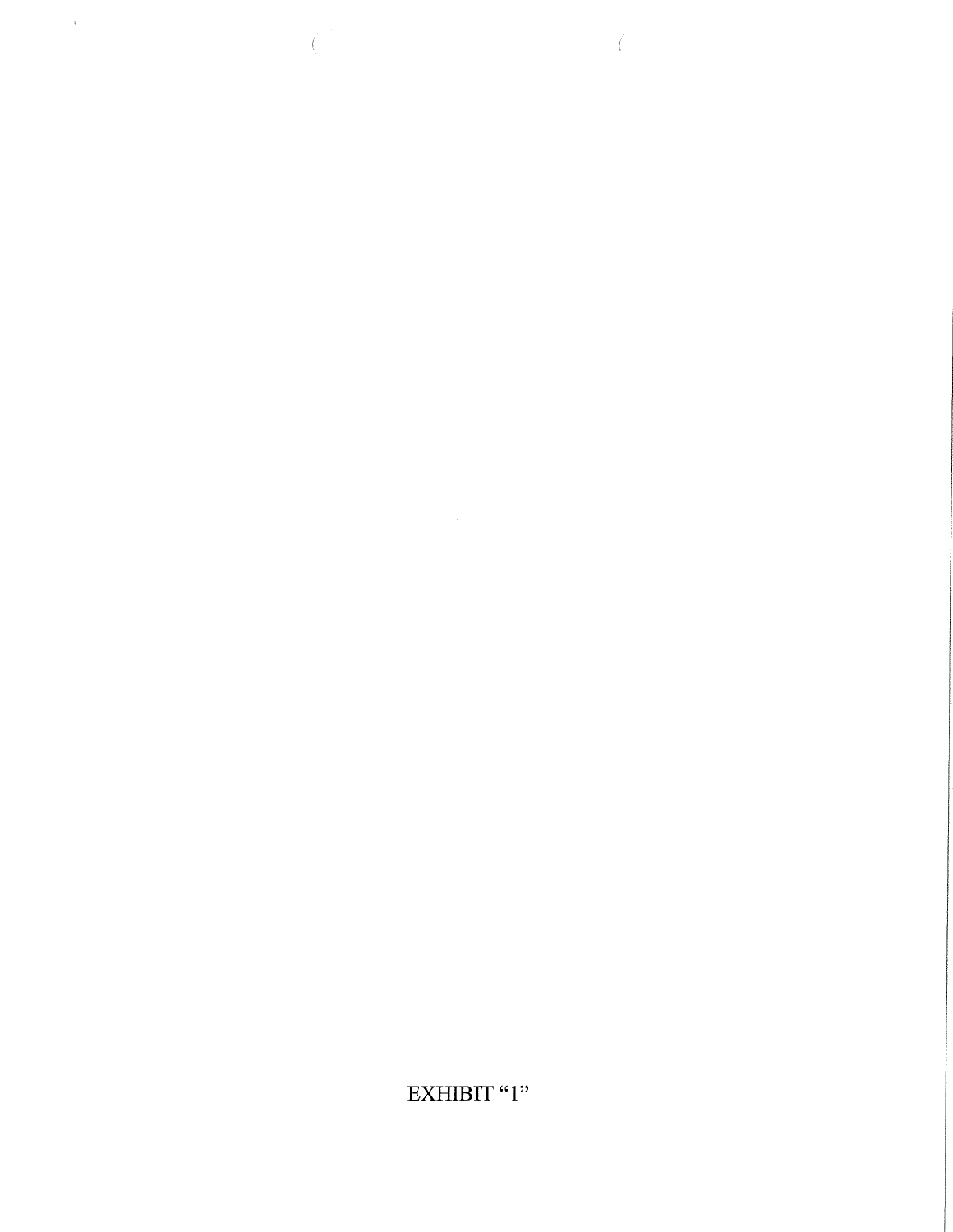EXHIBIT “1”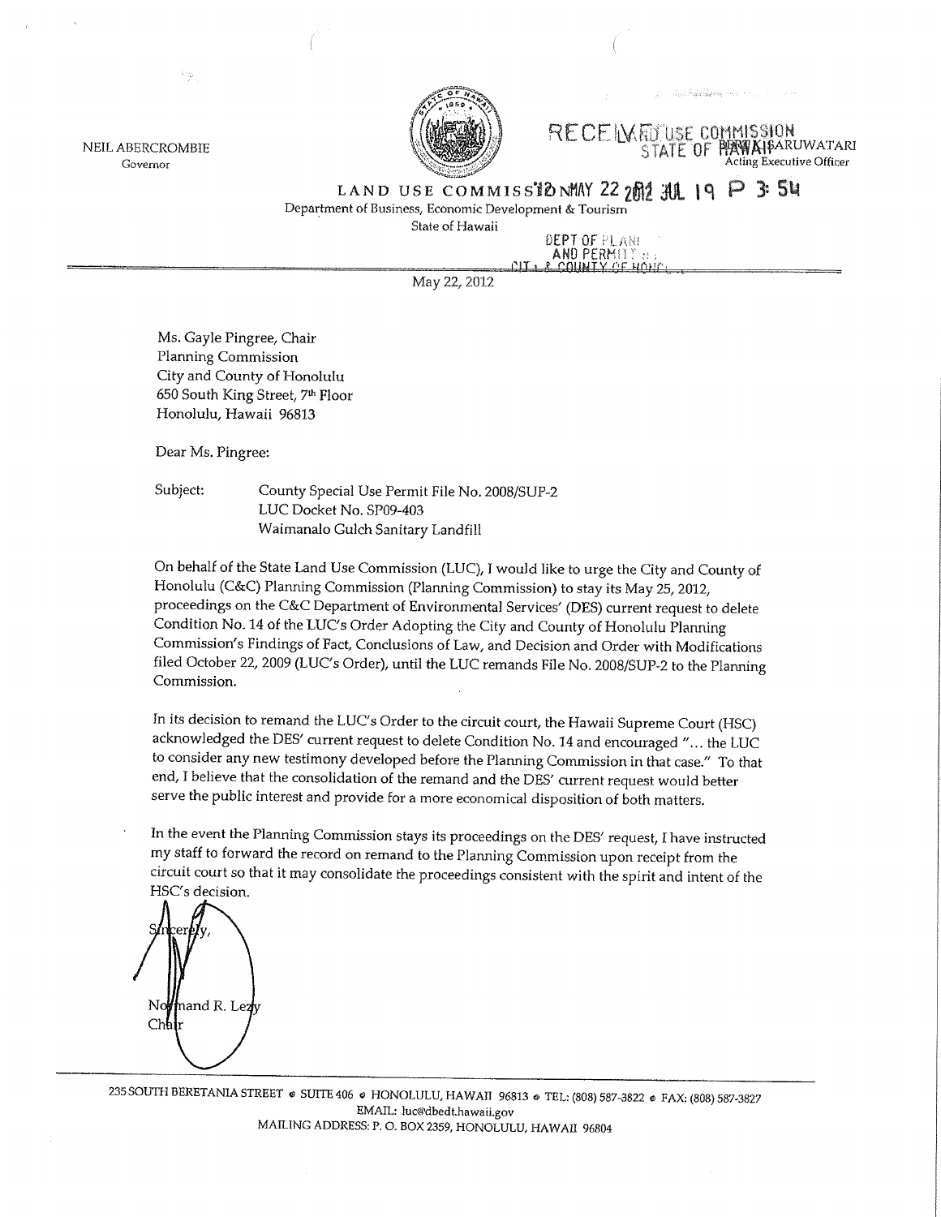NEIL ABERCROMBIE
Governor

RECEIVED
LAND USE COMMISSION
STATE OF HAWAII

DANIEL ORODENKER
Acting Executive Officer

LAND USE COMMISSION

2012 MAY 22

2012 JUL 19 P 3:54

Department of Business, Economic Development & Tourism
State of Hawaii

DEPT OF PLANNING
AND PERMITTING
CITY & COUNTY OF HONOLULU

May 22, 2012

Ms. Gayle Pingree, Chair
Planning Commission
City and County of Honolulu
650 South King Street, 7th Floor
Honolulu, Hawaii 96813

Dear Ms. Pingree:

Subject: County Special Use Permit File No. 2008/SUP-2
LUC Docket No. SP09-403
Waimanalo Gulch Sanitary Landfill

On behalf of the State Land Use Commission (LUC), I would like to urge the City and County of Honolulu (C&C) Planning Commission (Planning Commission) to stay its May 25, 2012, proceedings on the C&C Department of Environmental Services' (DES) current request to delete Condition No. 14 of the LUC's Order Adopting the City and County of Honolulu Planning Commission's Findings of Fact, Conclusions of Law, and Decision and Order with Modifications filed October 22, 2009 (LUC's Order), until the LUC remands File No. 2008/SUP-2 to the Planning Commission.

In its decision to remand the LUC's Order to the circuit court, the Hawaii Supreme Court (HSC) acknowledged the DES' current request to delete Condition No. 14 and encouraged "... the LUC to consider any new testimony developed before the Planning Commission in that case." To that end, I believe that the consolidation of the remand and the DES' current request would better serve the public interest and provide for a more economical disposition of both matters.

In the event the Planning Commission stays its proceedings on the DES' request, I have instructed my staff to forward the record on remand to the Planning Commission upon receipt from the circuit court so that it may consolidate the proceedings consistent with the spirit and intent of the HSC's decision.

Sincerely,

Normand R. Lezy
Chair

235 SOUTH BERETANIA STREET • SUITE 406 • HONOLULU, HAWAII 96813 • TEL: (808) 587-3822 • FAX: (808) 587-3827
EMAIL: luc@dbedt.hawaii.gov
MAILING ADDRESS: P. O. BOX 2359, HONOLULU, HAWAII 96804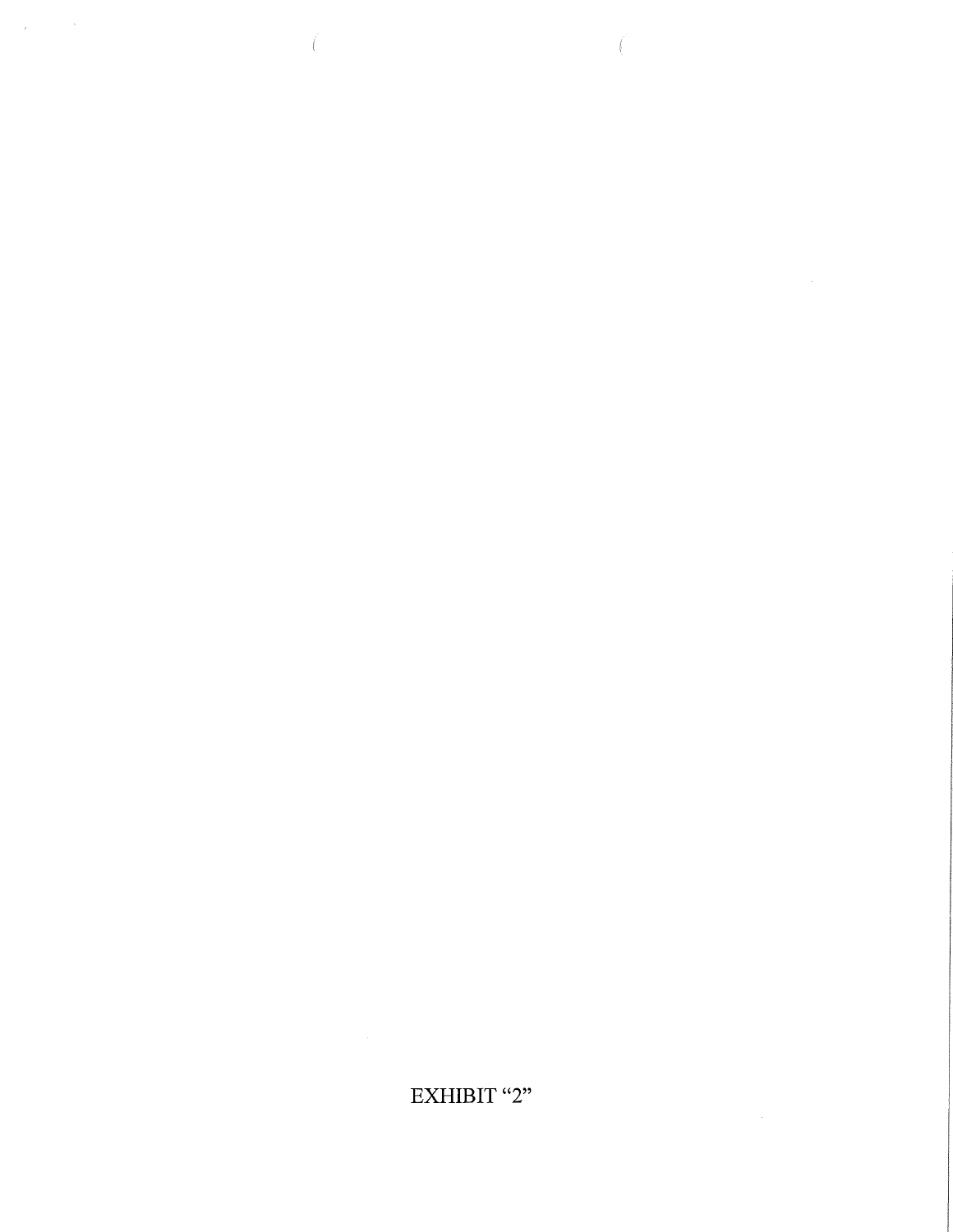EXHIBIT “2”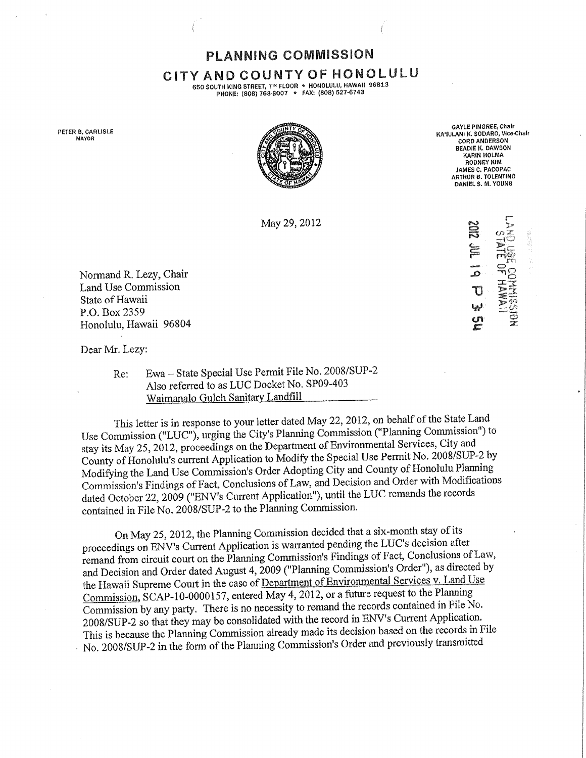# PLANNING COMMISSION

## CITY AND COUNTY OF HONOLULU

650 SOUTH KING STREET, 7TH FLOOR • HONOLULU, HAWAII 96813
PHONE: (808) 768-8007 • FAX: (808) 527-6743

PETER B. CARLISLE
MAYOR

GAYLE PINGREE, Chair
KA'IULANI K. SODARO, Vice-Chair
CORD ANDERSON
BEADIE K. DAWSON
KARIN HOLMA
RODNEY KIM
JAMES C. PACOPAC
ARTHUR B. TOLENTINO
DANIEL S. M. YOUNG

May 29, 2012

LAND USE COMMISSION
STATE OF HAWAII
2012 JUL 19 P 3: 54

Normand R. Lezy, Chair
Land Use Commission
State of Hawaii
P.O. Box 2359
Honolulu, Hawaii 96804

Dear Mr. Lezy:

Re: Ewa – State Special Use Permit File No. 2008/SUP-2
Also referred to as LUC Docket No. SP09-403
Waimanalo Gulch Sanitary Landfill

This letter is in response to your letter dated May 22, 2012, on behalf of the State Land Use Commission ("LUC"), urging the City's Planning Commission ("Planning Commission") to stay its May 25, 2012, proceedings on the Department of Environmental Services, City and County of Honolulu's current Application to Modify the Special Use Permit No. 2008/SUP-2 by Modifying the Land Use Commission's Order Adopting City and County of Honolulu Planning Commission's Findings of Fact, Conclusions of Law, and Decision and Order with Modifications dated October 22, 2009 ("ENV's Current Application"), until the LUC remands the records contained in File No. 2008/SUP-2 to the Planning Commission.

On May 25, 2012, the Planning Commission decided that a six-month stay of its proceedings on ENV's Current Application is warranted pending the LUC's decision after remand from circuit court on the Planning Commission's Findings of Fact, Conclusions of Law, and Decision and Order dated August 4, 2009 ("Planning Commission's Order"), as directed by the Hawaii Supreme Court in the case of Department of Environmental Services v. Land Use Commission, SCAP-10-0000157, entered May 4, 2012, or a future request to the Planning Commission by any party. There is no necessity to remand the records contained in File No. 2008/SUP-2 so that they may be consolidated with the record in ENV's Current Application. This is because the Planning Commission already made its decision based on the records in File No. 2008/SUP-2 in the form of the Planning Commission's Order and previously transmitted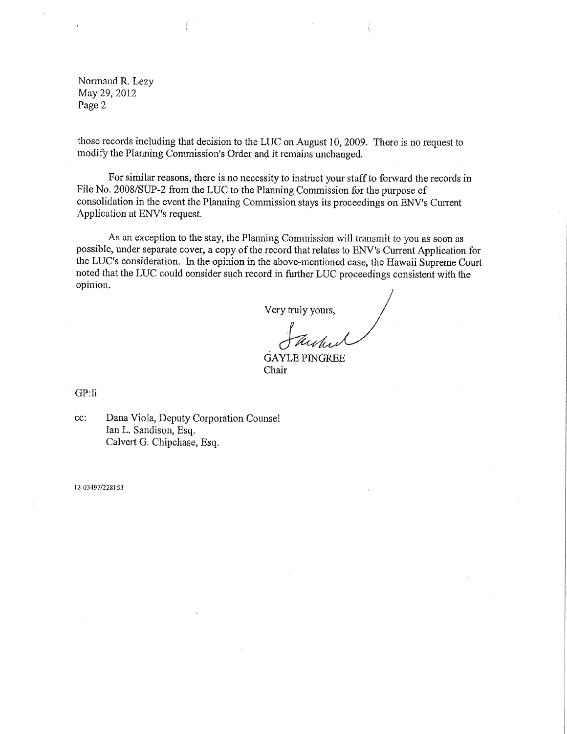Normand R. Lezy
May 29, 2012
Page 2

those records including that decision to the LUC on August 10, 2009. There is no request to modify the Planning Commission's Order and it remains unchanged.

For similar reasons, there is no necessity to instruct your staff to forward the records in File No. 2008/SUP-2 from the LUC to the Planning Commission for the purpose of consolidation in the event the Planning Commission stays its proceedings on ENV's Current Application at ENV's request.

As an exception to the stay, the Planning Commission will transmit to you as soon as possible, under separate cover, a copy of the record that relates to ENV's Current Application for the LUC's consideration. In the opinion in the above-mentioned case, the Hawaii Supreme Court noted that the LUC could consider such record in further LUC proceedings consistent with the opinion.

Very truly yours,

GAYLE PINGREE
Chair

GP:li

cc: Dana Viola, Deputy Corporation Counsel
Ian L. Sandison, Esq.
Calvert G. Chipchase, Esq.

12-03497/228153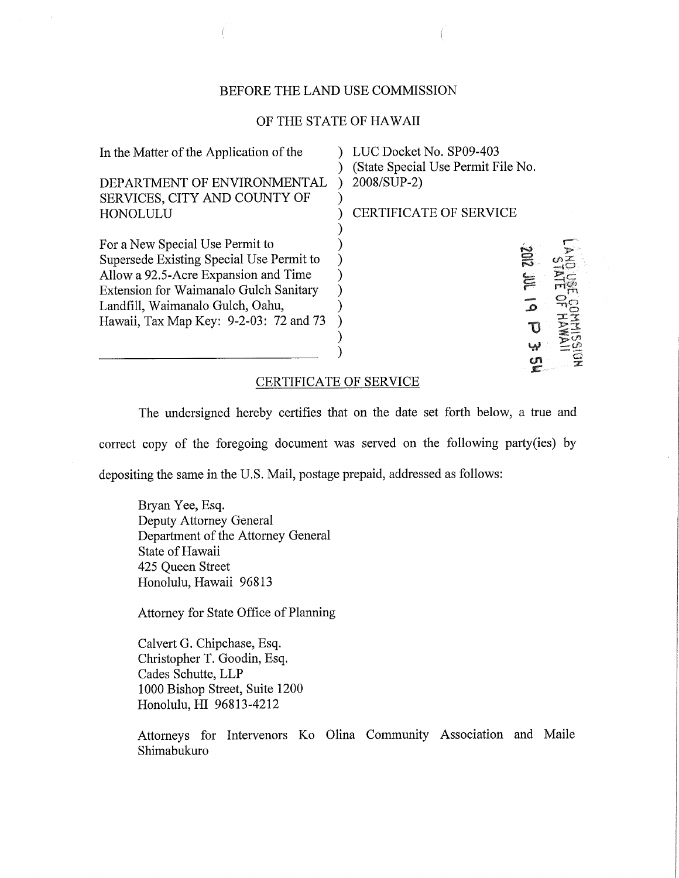BEFORE THE LAND USE COMMISSION

OF THE STATE OF HAWAII

| | |
|---|---|
| In the Matter of the Application of the<br><br>DEPARTMENT OF ENVIRONMENTAL SERVICES, CITY AND COUNTY OF HONOLULU<br><br>For a New Special Use Permit to Supersede Existing Special Use Permit to Allow a 92.5-Acre Expansion and Time Extension for Waimanalo Gulch Sanitary Landfill, Waimanalo Gulch, Oahu, Hawaii, Tax Map Key: 9-2-03: 72 and 73 | LUC Docket No. SP09-403<br>(State Special Use Permit File No. 2008/SUP-2)<br><br>CERTIFICATE OF SERVICE |

LAND USE COMMISSION
STATE OF HAWAII
2012 JUL 19 P 3: 54

CERTIFICATE OF SERVICE

The undersigned hereby certifies that on the date set forth below, a true and correct copy of the foregoing document was served on the following party(ies) by depositing the same in the U.S. Mail, postage prepaid, addressed as follows:

Bryan Yee, Esq.
Deputy Attorney General
Department of the Attorney General
State of Hawaii
425 Queen Street
Honolulu, Hawaii 96813

Attorney for State Office of Planning

Calvert G. Chipchase, Esq.
Christopher T. Goodin, Esq.
Cades Schutte, LLP
1000 Bishop Street, Suite 1200
Honolulu, HI 96813-4212

Attorneys for Intervenors Ko Olina Community Association and Maile Shimabukuro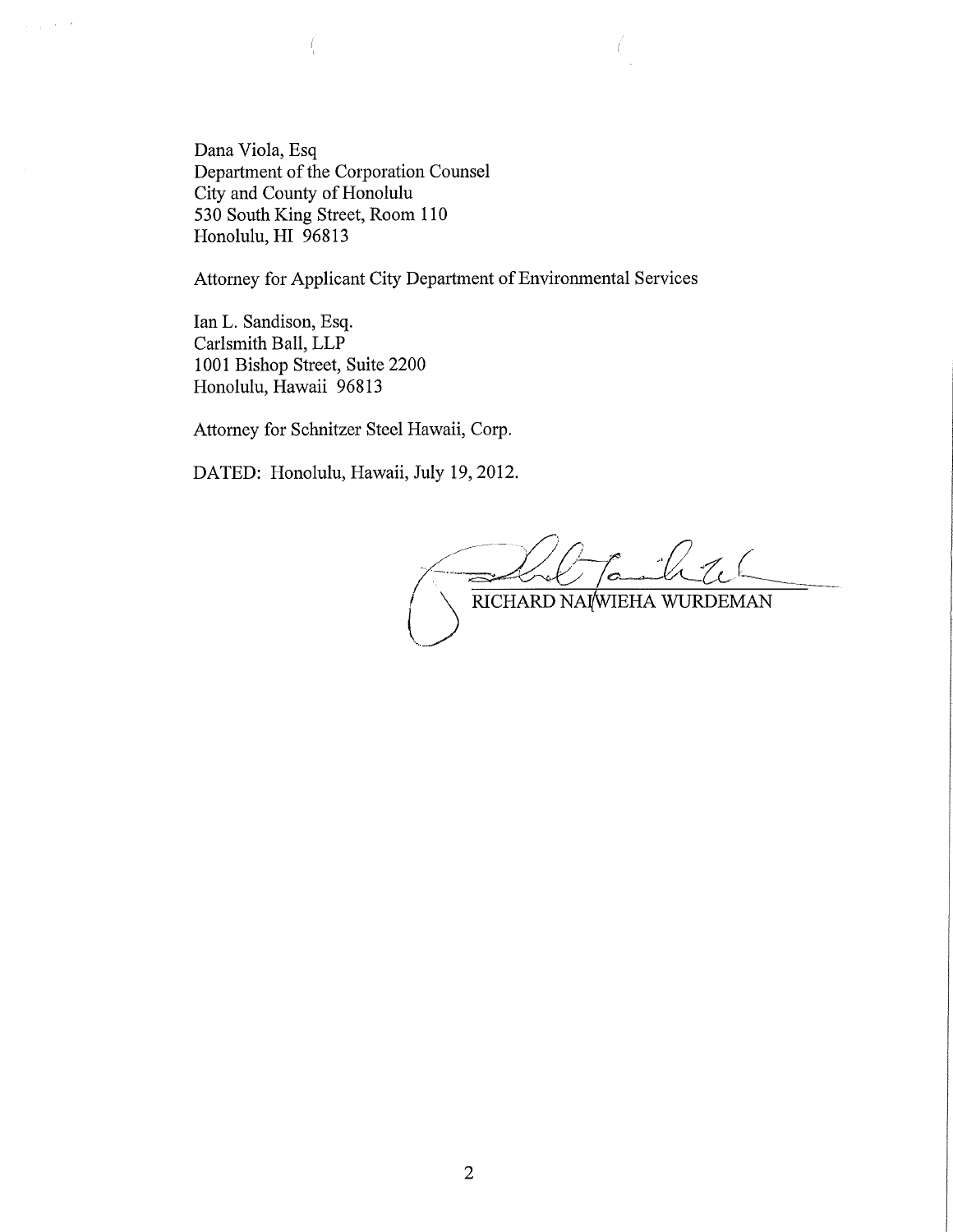Dana Viola, Esq
Department of the Corporation Counsel
City and County of Honolulu
530 South King Street, Room 110
Honolulu, HI 96813

Attorney for Applicant City Department of Environmental Services

Ian L. Sandison, Esq.
Carlsmith Ball, LLP
1001 Bishop Street, Suite 2200
Honolulu, Hawaii 96813

Attorney for Schnitzer Steel Hawaii, Corp.

DATED: Honolulu, Hawaii, July 19, 2012.

RICHARD NAIWIEHA WURDEMAN